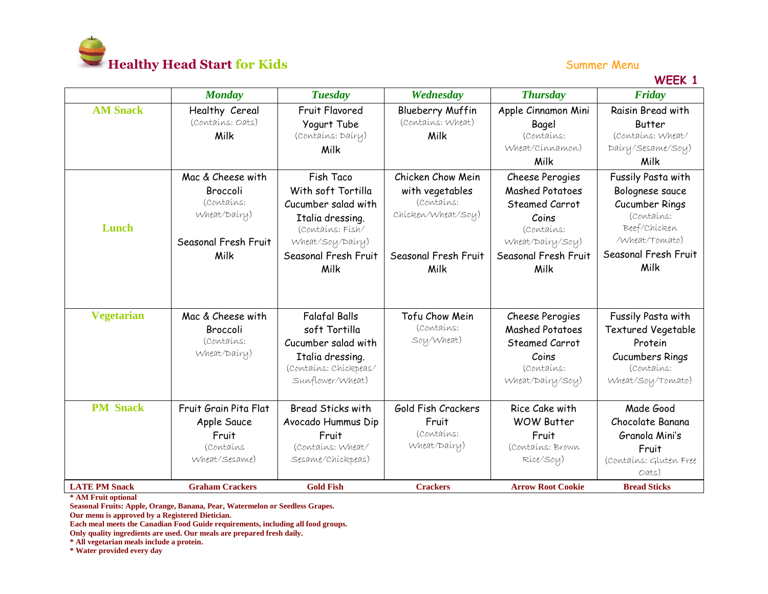# Healthy Head Start for Kids

Summer Menu

**WEEK 1**

| | *Monday* | *Tuesday* | *Wednesday* | *Thursday* | *Friday* |
|---|---|---|---|---|---|
| **AM Snack** | Healthy Cereal (Contains: Oats) Milk | Fruit Flavored Yogurt Tube (Contains: Dairy) Milk | Blueberry Muffin (Contains: Wheat) Milk | Apple Cinnamon Mini Bagel (Contains: Wheat/Cinnamon) Milk | Raisin Bread with Butter (Contains: Wheat/ Dairy/Sesame/Soy) Milk |
| **Lunch** | Mac & Cheese with Broccoli (Contains: Wheat/Dairy) Seasonal Fresh Fruit Milk | Fish Taco With soft Tortilla Cucumber salad with Italia dressing. (Contains: Fish/ Wheat/Soy/Dairy) Seasonal Fresh Fruit Milk | Chicken Chow Mein with vegetables (Contains: Chicken/Wheat/Soy) Seasonal Fresh Fruit Milk | Cheese Perogies Mashed Potatoes Steamed Carrot Coins (Contains: Wheat/Dairy/Soy) Seasonal Fresh Fruit Milk | Fussily Pasta with Bolognese sauce Cucumber Rings (Contains: Beef/Chicken /Wheat/Tomato) Seasonal Fresh Fruit Milk |
| **Vegetarian** | Mac & Cheese with Broccoli (Contains: Wheat/Dairy) | Falafal Balls soft Tortilla Cucumber salad with Italia dressing. (Contains: Chickpeas/ Sunflower/Wheat) | Tofu Chow Mein (Contains: Soy/Wheat) | Cheese Perogies Mashed Potatoes Steamed Carrot Coins (Contains: Wheat/Dairy/Soy) | Fussily Pasta with Textured Vegetable Protein Cucumbers Rings (Contains: Wheat/Soy/Tomato) |
| **PM Snack** | Fruit Grain Pita Flat Apple Sauce Fruit (Contains Wheat/Sesame) | Bread Sticks with Avocado Hummus Dip Fruit (Contains: Wheat/ Sesame/Chickpeas) | Gold Fish Crackers Fruit (Contains: Wheat/Dairy) | Rice Cake with WOW Butter Fruit (Contains: Brown Rice/Soy) | Made Good Chocolate Banana Granola Mini's Fruit (Contains: Gluten Free Oats) |
| **LATE PM Snack** | **Graham Crackers** | **Gold Fish** | **Crackers** | **Arrow Root Cookie** | **Bread Sticks** |

**\* AM Fruit optional**

**Seasonal Fruits: Apple, Orange, Banana, Pear, Watermelon or Seedless Grapes.**

**Our menu is approved by a Registered Dietician.**

**Each meal meets the Canadian Food Guide requirements, including all food groups.**

**Only quality ingredients are used. Our meals are prepared fresh daily.**

**\* All vegetarian meals include a protein.**

**\* Water provided every day**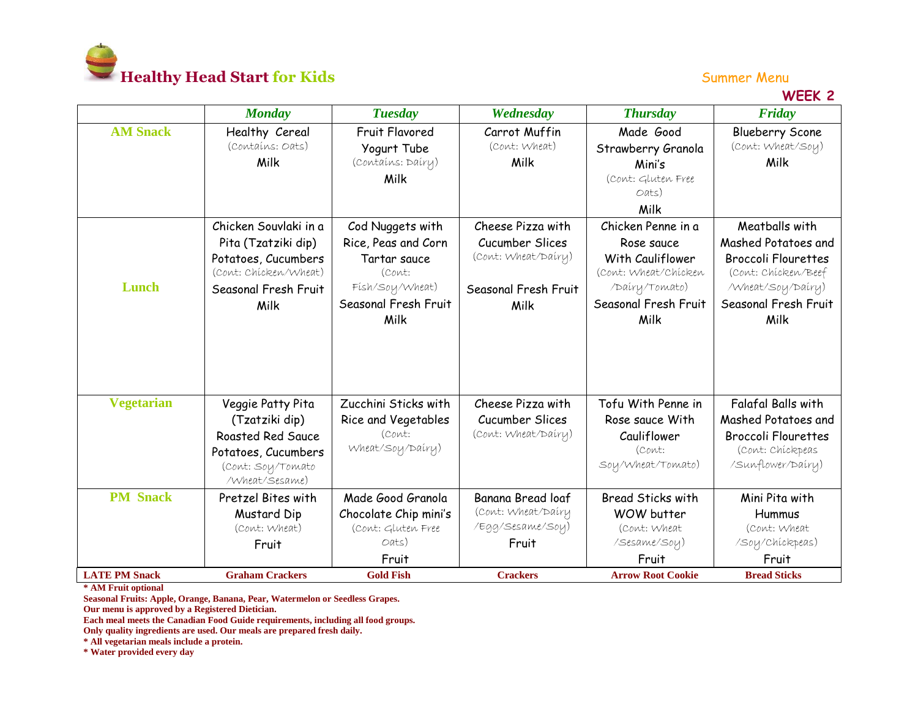# Healthy Head Start for Kids

Summer Menu

**WEEK 2**

| | Monday | Tuesday | Wednesday | Thursday | Friday |
|---|---|---|---|---|---|
| **AM Snack** | Healthy Cereal (Contains: Oats) Milk | Fruit Flavored Yogurt Tube (Contains: Dairy) Milk | Carrot Muffin (Cont: Wheat) Milk | Made Good Strawberry Granola Mini's (Cont: Gluten Free Oats) Milk | Blueberry Scone (Cont: Wheat/Soy) Milk |
| **Lunch** | Chicken Souvlaki in a Pita (Tzatziki dip) Potatoes, Cucumbers (Cont: Chicken/Wheat) Seasonal Fresh Fruit Milk | Cod Nuggets with Rice, Peas and Corn Tartar sauce (Cont: Fish/Soy/Wheat) Seasonal Fresh Fruit Milk | Cheese Pizza with Cucumber Slices (Cont: Wheat/Dairy) Seasonal Fresh Fruit Milk | Chicken Penne in a Rose sauce With Cauliflower (Cont: Wheat/Chicken /Dairy/Tomato) Seasonal Fresh Fruit Milk | Meatballs with Mashed Potatoes and Broccoli Flourettes (Cont: Chicken/Beef /Wheat/Soy/Dairy) Seasonal Fresh Fruit Milk |
| **Vegetarian** | Veggie Patty Pita (Tzatziki dip) Roasted Red Sauce Potatoes, Cucumbers (Cont: Soy/Tomato /Wheat/Sesame) | Zucchini Sticks with Rice and Vegetables (Cont: Wheat/Soy/Dairy) | Cheese Pizza with Cucumber Slices (Cont: Wheat/Dairy) | Tofu With Penne in Rose sauce With Cauliflower (Cont: Soy/Wheat/Tomato) | Falafal Balls with Mashed Potatoes and Broccoli Flourettes (Cont: Chickpeas /Sunflower/Dairy) |
| **PM Snack** | Pretzel Bites with Mustard Dip (Cont: Wheat) Fruit | Made Good Granola Chocolate Chip mini's (Cont: Gluten Free Oats) Fruit | Banana Bread loaf (Cont: Wheat/Dairy /Egg/Sesame/Soy) Fruit | Bread Sticks with WOW butter (Cont: Wheat /Sesame/Soy) Fruit | Mini Pita with Hummus (Cont: Wheat /Soy/Chickpeas) Fruit |
| **LATE PM Snack** | **Graham Crackers** | **Gold Fish** | **Crackers** | **Arrow Root Cookie** | **Bread Sticks** |

**\* AM Fruit optional**

**Seasonal Fruits: Apple, Orange, Banana, Pear, Watermelon or Seedless Grapes.**

**Our menu is approved by a Registered Dietician.**

**Each meal meets the Canadian Food Guide requirements, including all food groups.**

**Only quality ingredients are used. Our meals are prepared fresh daily.**

**\* All vegetarian meals include a protein.**

**\* Water provided every day**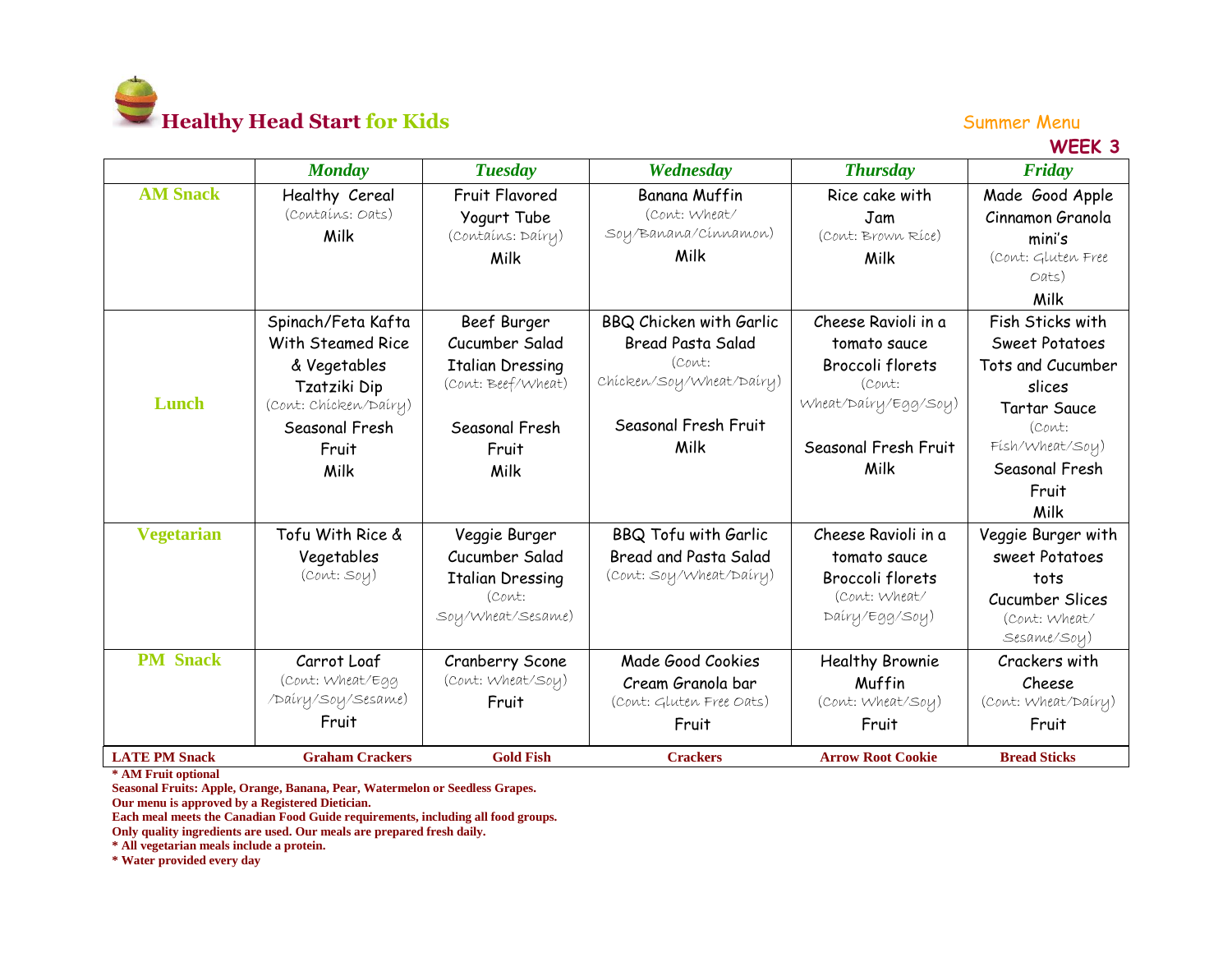# Healthy Head Start for Kids

Summer Menu

**WEEK 3**

| | *Monday* | *Tuesday* | *Wednesday* | *Thursday* | *Friday* |
|---|---|---|---|---|---|
| **AM Snack** | Healthy Cereal (Contains: Oats) Milk | Fruit Flavored Yogurt Tube (Contains: Dairy) Milk | Banana Muffin (Cont: Wheat/ Soy/Banana/Cinnamon) Milk | Rice cake with Jam (Cont: Brown Rice) Milk | Made Good Apple Cinnamon Granola mini's (Cont: Gluten Free Oats) Milk |
| **Lunch** | Spinach/Feta Kafta With Steamed Rice & Vegetables Tzatziki Dip (Cont: Chicken/Dairy) Seasonal Fresh Fruit Milk | Beef Burger Cucumber Salad Italian Dressing (Cont: Beef/Wheat) Seasonal Fresh Fruit Milk | BBQ Chicken with Garlic Bread Pasta Salad (Cont: Chicken/Soy/Wheat/Dairy) Seasonal Fresh Fruit Milk | Cheese Ravioli in a tomato sauce Broccoli florets (Cont: Wheat/Dairy/Egg/Soy) Seasonal Fresh Fruit Milk | Fish Sticks with Sweet Potatoes Tots and Cucumber slices Tartar Sauce (Cont: Fish/Wheat/Soy) Seasonal Fresh Fruit Milk |
| **Vegetarian** | Tofu With Rice & Vegetables (Cont: Soy) | Veggie Burger Cucumber Salad Italian Dressing (Cont: Soy/Wheat/Sesame) | BBQ Tofu with Garlic Bread and Pasta Salad (Cont: Soy/Wheat/Dairy) | Cheese Ravioli in a tomato sauce Broccoli florets (Cont: Wheat/ Dairy/Egg/Soy) | Veggie Burger with sweet Potatoes tots Cucumber Slices (Cont: Wheat/ Sesame/Soy) |
| **PM Snack** | Carrot Loaf (Cont: Wheat/Egg /Dairy/Soy/Sesame) Fruit | Cranberry Scone (Cont: Wheat/Soy) Fruit | Made Good Cookies Cream Granola bar (Cont: Gluten Free Oats) Fruit | Healthy Brownie Muffin (Cont: Wheat/Soy) Fruit | Crackers with Cheese (Cont: Wheat/Dairy) Fruit |
| **LATE PM Snack** | **Graham Crackers** | **Gold Fish** | **Crackers** | **Arrow Root Cookie** | **Bread Sticks** |

**\* AM Fruit optional**

**Seasonal Fruits: Apple, Orange, Banana, Pear, Watermelon or Seedless Grapes.**

**Our menu is approved by a Registered Dietician.**

**Each meal meets the Canadian Food Guide requirements, including all food groups.**

**Only quality ingredients are used. Our meals are prepared fresh daily.**

**\* All vegetarian meals include a protein.**

**\* Water provided every day**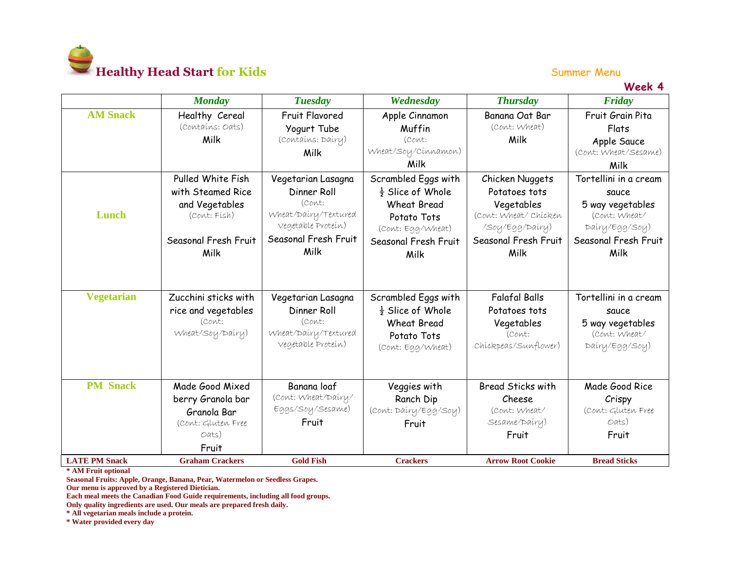# Healthy Head Start for Kids

Summer Menu

**Week 4**

| | *Monday* | *Tuesday* | *Wednesday* | *Thursday* | *Friday* |
|---|---|---|---|---|---|
| **AM Snack** | Healthy Cereal (Contains: Oats) Milk | Fruit Flavored Yogurt Tube (Contains: Dairy) Milk | Apple Cinnamon Muffin (Cont: Wheat/Soy/Cinnamon) Milk | Banana Oat Bar (Cont: Wheat) Milk | Fruit Grain Pita Flats Apple Sauce (Cont: Wheat/Sesame) Milk |
| **Lunch** | Pulled White Fish with Steamed Rice and Vegetables (Cont: Fish) Seasonal Fresh Fruit Milk | Vegetarian Lasagna Dinner Roll (Cont: Wheat/Dairy/Textured Vegetable Protein) Seasonal Fresh Fruit Milk | Scrambled Eggs with ½ Slice of Whole Wheat Bread Potato Tots (Cont: Egg/Wheat) Seasonal Fresh Fruit Milk | Chicken Nuggets Potatoes tots Vegetables (Cont: Wheat/ Chicken /Soy/Egg/Dairy) Seasonal Fresh Fruit Milk | Tortellini in a cream sauce 5 way vegetables (Cont: Wheat/ Dairy/Egg/Soy) Seasonal Fresh Fruit Milk |
| **Vegetarian** | Zucchini sticks with rice and vegetables (Cont: Wheat/Soy/Dairy) | Vegetarian Lasagna Dinner Roll (Cont: Wheat/Dairy/Textured Vegetable Protein) | Scrambled Eggs with ½ Slice of Whole Wheat Bread Potato Tots (Cont: Egg/Wheat) | Falafal Balls Potatoes tots Vegetables (Cont: Chickpeas/Sunflower) | Tortellini in a cream sauce 5 way vegetables (Cont: Wheat/ Dairy/Egg/Soy) |
| **PM Snack** | Made Good Mixed berry Granola bar Granola Bar (Cont: Gluten Free Oats) Fruit | Banana loaf (Cont: Wheat/Dairy/ Eggs/Soy/Sesame) Fruit | Veggies with Ranch Dip (Cont: Dairy/Egg/Soy) Fruit | Bread Sticks with Cheese (Cont: Wheat/ Sesame/Dairy) Fruit | Made Good Rice Crispy (Cont: Gluten Free Oats) Fruit |
| **LATE PM Snack** | **Graham Crackers** | **Gold Fish** | **Crackers** | **Arrow Root Cookie** | **Bread Sticks** |

**\* AM Fruit optional**

**Seasonal Fruits: Apple, Orange, Banana, Pear, Watermelon or Seedless Grapes.**

**Our menu is approved by a Registered Dietician.**

**Each meal meets the Canadian Food Guide requirements, including all food groups.**

**Only quality ingredients are used. Our meals are prepared fresh daily.**

**\* All vegetarian meals include a protein.**

**\* Water provided every day**